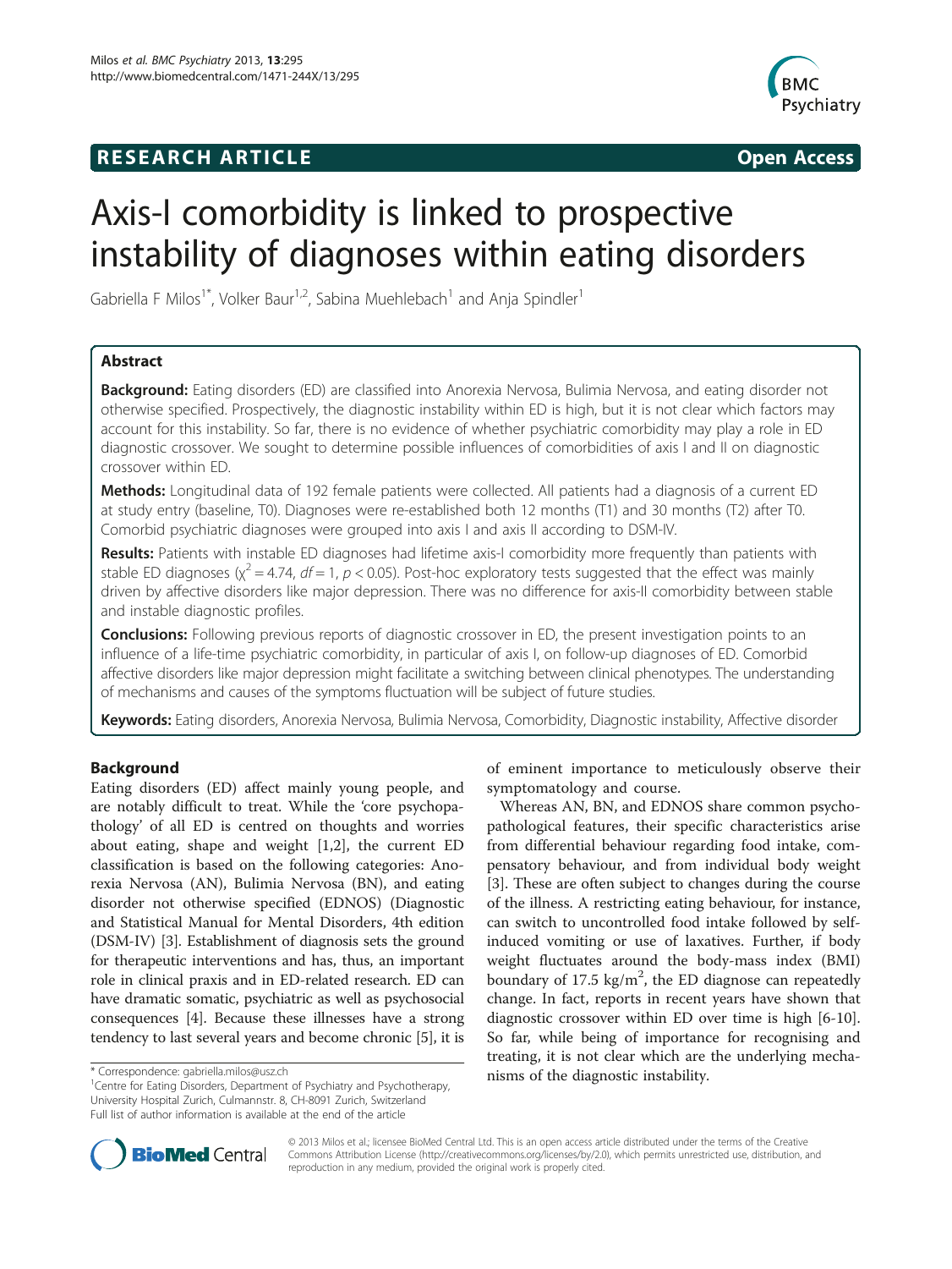RESEARCH ARTICLE Open Access

# Axis-I comorbidity is linked to prospective instability of diagnoses within eating disorders

Gabriella F Milos[1*], Volker Baur[1,2], Sabina Muehlebach[1] and Anja Spindler[1]

## Abstract

**Background:** Eating disorders (ED) are classified into Anorexia Nervosa, Bulimia Nervosa, and eating disorder not otherwise specified. Prospectively, the diagnostic instability within ED is high, but it is not clear which factors may account for this instability. So far, there is no evidence of whether psychiatric comorbidity may play a role in ED diagnostic crossover. We sought to determine possible influences of comorbidities of axis I and II on diagnostic crossover within ED.

**Methods:** Longitudinal data of 192 female patients were collected. All patients had a diagnosis of a current ED at study entry (baseline, T0). Diagnoses were re-established both 12 months (T1) and 30 months (T2) after T0. Comorbid psychiatric diagnoses were grouped into axis I and axis II according to DSM-IV.

**Results:** Patients with instable ED diagnoses had lifetime axis-I comorbidity more frequently than patients with stable ED diagnoses ($\chi^2 = 4.74$, $df = 1$, $p < 0.05$). Post-hoc exploratory tests suggested that the effect was mainly driven by affective disorders like major depression. There was no difference for axis-II comorbidity between stable and instable diagnostic profiles.

**Conclusions:** Following previous reports of diagnostic crossover in ED, the present investigation points to an influence of a life-time psychiatric comorbidity, in particular of axis I, on follow-up diagnoses of ED. Comorbid affective disorders like major depression might facilitate a switching between clinical phenotypes. The understanding of mechanisms and causes of the symptoms fluctuation will be subject of future studies.

**Keywords:** Eating disorders, Anorexia Nervosa, Bulimia Nervosa, Comorbidity, Diagnostic instability, Affective disorder

## Background

Eating disorders (ED) affect mainly young people, and are notably difficult to treat. While the 'core psychopathology' of all ED is centred on thoughts and worries about eating, shape and weight [1,2], the current ED classification is based on the following categories: Anorexia Nervosa (AN), Bulimia Nervosa (BN), and eating disorder not otherwise specified (EDNOS) (Diagnostic and Statistical Manual for Mental Disorders, 4th edition (DSM-IV) [3]. Establishment of diagnosis sets the ground for therapeutic interventions and has, thus, an important role in clinical praxis and in ED-related research. ED can have dramatic somatic, psychiatric as well as psychosocial consequences [4]. Because these illnesses have a strong tendency to last several years and become chronic [5], it is of eminent importance to meticulously observe their symptomatology and course.

Whereas AN, BN, and EDNOS share common psychopathological features, their specific characteristics arise from differential behaviour regarding food intake, compensatory behaviour, and from individual body weight [3]. These are often subject to changes during the course of the illness. A restricting eating behaviour, for instance, can switch to uncontrolled food intake followed by self-induced vomiting or use of laxatives. Further, if body weight fluctuates around the body-mass index (BMI) boundary of 17.5 kg/m$^2$, the ED diagnose can repeatedly change. In fact, reports in recent years have shown that diagnostic crossover within ED over time is high [6-10]. So far, while being of importance for recognising and treating, it is not clear which are the underlying mechanisms of the diagnostic instability.

* Correspondence: gabriella.milos@usz.ch
[1]Centre for Eating Disorders, Department of Psychiatry and Psychotherapy, University Hospital Zurich, Culmannstr. 8, CH-8091 Zurich, Switzerland
Full list of author information is available at the end of the article

© 2013 Milos et al.; licensee BioMed Central Ltd. This is an open access article distributed under the terms of the Creative Commons Attribution License (http://creativecommons.org/licenses/by/2.0), which permits unrestricted use, distribution, and reproduction in any medium, provided the original work is properly cited.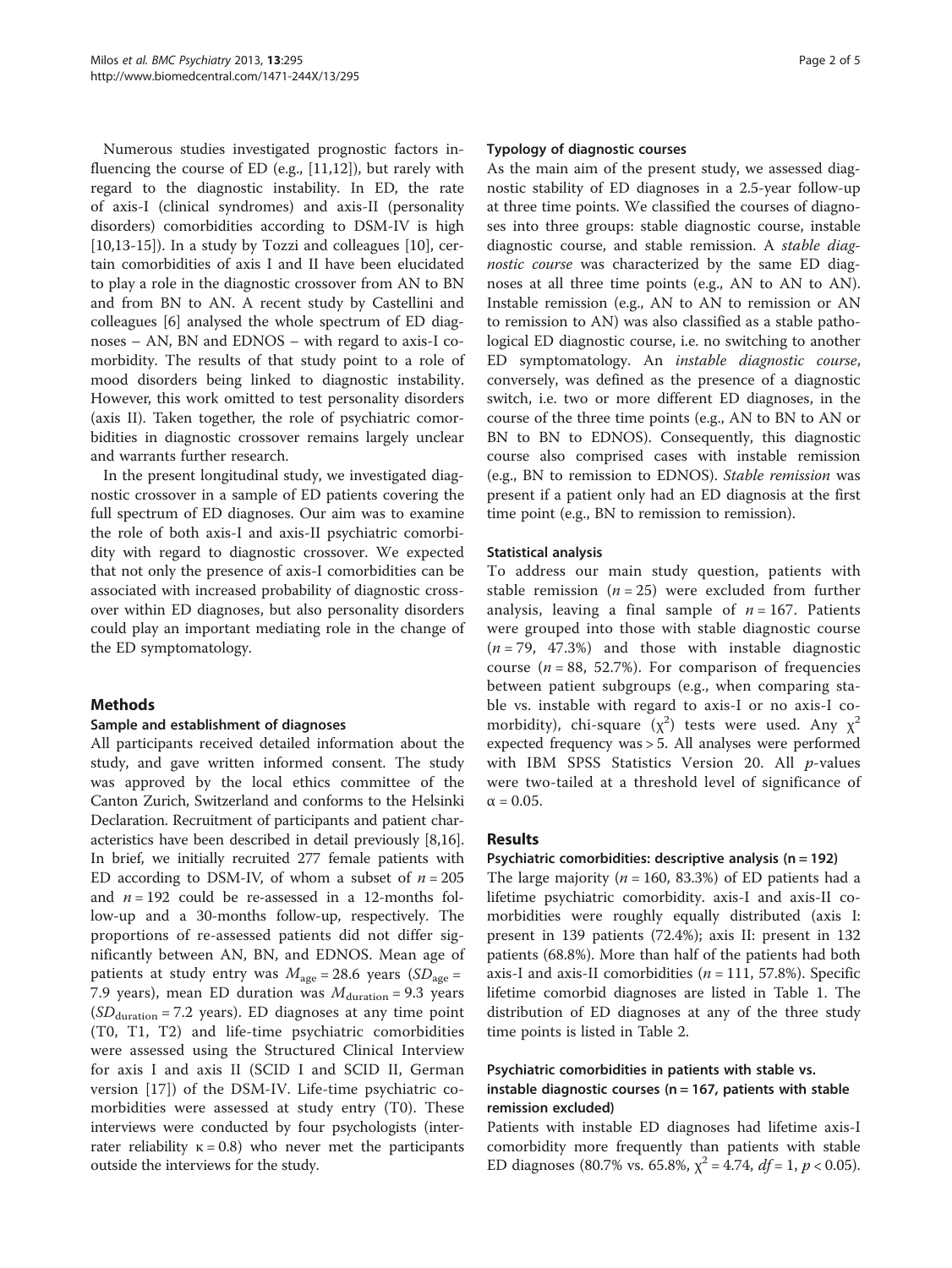Numerous studies investigated prognostic factors influencing the course of ED (e.g., [11,12]), but rarely with regard to the diagnostic instability. In ED, the rate of axis-I (clinical syndromes) and axis-II (personality disorders) comorbidities according to DSM-IV is high [10,13-15]). In a study by Tozzi and colleagues [10], certain comorbidities of axis I and II have been elucidated to play a role in the diagnostic crossover from AN to BN and from BN to AN. A recent study by Castellini and colleagues [6] analysed the whole spectrum of ED diagnoses – AN, BN and EDNOS – with regard to axis-I comorbidity. The results of that study point to a role of mood disorders being linked to diagnostic instability. However, this work omitted to test personality disorders (axis II). Taken together, the role of psychiatric comorbidities in diagnostic crossover remains largely unclear and warrants further research.

In the present longitudinal study, we investigated diagnostic crossover in a sample of ED patients covering the full spectrum of ED diagnoses. Our aim was to examine the role of both axis-I and axis-II psychiatric comorbidity with regard to diagnostic crossover. We expected that not only the presence of axis-I comorbidities can be associated with increased probability of diagnostic crossover within ED diagnoses, but also personality disorders could play an important mediating role in the change of the ED symptomatology.

## Methods

### Sample and establishment of diagnoses

All participants received detailed information about the study, and gave written informed consent. The study was approved by the local ethics committee of the Canton Zurich, Switzerland and conforms to the Helsinki Declaration. Recruitment of participants and patient characteristics have been described in detail previously [8,16]. In brief, we initially recruited 277 female patients with ED according to DSM-IV, of whom a subset of $n = 205$ and $n = 192$ could be re-assessed in a 12-months follow-up and a 30-months follow-up, respectively. The proportions of re-assessed patients did not differ significantly between AN, BN, and EDNOS. Mean age of patients at study entry was $M_{age} = 28.6$ years ($SD_{age} = 7.9$ years), mean ED duration was $M_{duration} = 9.3$ years ($SD_{duration} = 7.2$ years). ED diagnoses at any time point (T0, T1, T2) and life-time psychiatric comorbidities were assessed using the Structured Clinical Interview for axis I and axis II (SCID I and SCID II, German version [17]) of the DSM-IV. Life-time psychiatric comorbidities were assessed at study entry (T0). These interviews were conducted by four psychologists (inter-rater reliability $\kappa = 0.8$) who never met the participants outside the interviews for the study.

### Typology of diagnostic courses

As the main aim of the present study, we assessed diagnostic stability of ED diagnoses in a 2.5-year follow-up at three time points. We classified the courses of diagnoses into three groups: stable diagnostic course, instable diagnostic course, and stable remission. A *stable diagnostic course* was characterized by the same ED diagnoses at all three time points (e.g., AN to AN to AN). Instable remission (e.g., AN to AN to remission or AN to remission to AN) was also classified as a stable pathological ED diagnostic course, i.e. no switching to another ED symptomatology. An *instable diagnostic course*, conversely, was defined as the presence of a diagnostic switch, i.e. two or more different ED diagnoses, in the course of the three time points (e.g., AN to BN to AN or BN to BN to EDNOS). Consequently, this diagnostic course also comprised cases with instable remission (e.g., BN to remission to EDNOS). *Stable remission* was present if a patient only had an ED diagnosis at the first time point (e.g., BN to remission to remission).

### Statistical analysis

To address our main study question, patients with stable remission ($n = 25$) were excluded from further analysis, leaving a final sample of $n = 167$. Patients were grouped into those with stable diagnostic course ($n = 79$, 47.3%) and those with instable diagnostic course ($n = 88$, 52.7%). For comparison of frequencies between patient subgroups (e.g., when comparing stable vs. instable with regard to axis-I or no axis-I comorbidity), chi-square ($\chi^2$) tests were used. Any $\chi^2$ expected frequency was > 5. All analyses were performed with IBM SPSS Statistics Version 20. All *p*-values were two-tailed at a threshold level of significance of $\alpha = 0.05$.

## Results

### Psychiatric comorbidities: descriptive analysis (n = 192)

The large majority ($n = 160$, 83.3%) of ED patients had a lifetime psychiatric comorbidity. axis-I and axis-II comorbidities were roughly equally distributed (axis I: present in 139 patients (72.4%); axis II: present in 132 patients (68.8%). More than half of the patients had both axis-I and axis-II comorbidities ($n = 111$, 57.8%). Specific lifetime comorbid diagnoses are listed in Table 1. The distribution of ED diagnoses at any of the three study time points is listed in Table 2.

### Psychiatric comorbidities in patients with stable vs. instable diagnostic courses (n = 167, patients with stable remission excluded)

Patients with instable ED diagnoses had lifetime axis-I comorbidity more frequently than patients with stable ED diagnoses (80.7% vs. 65.8%, $\chi^2 = 4.74$, $df = 1$, $p < 0.05$).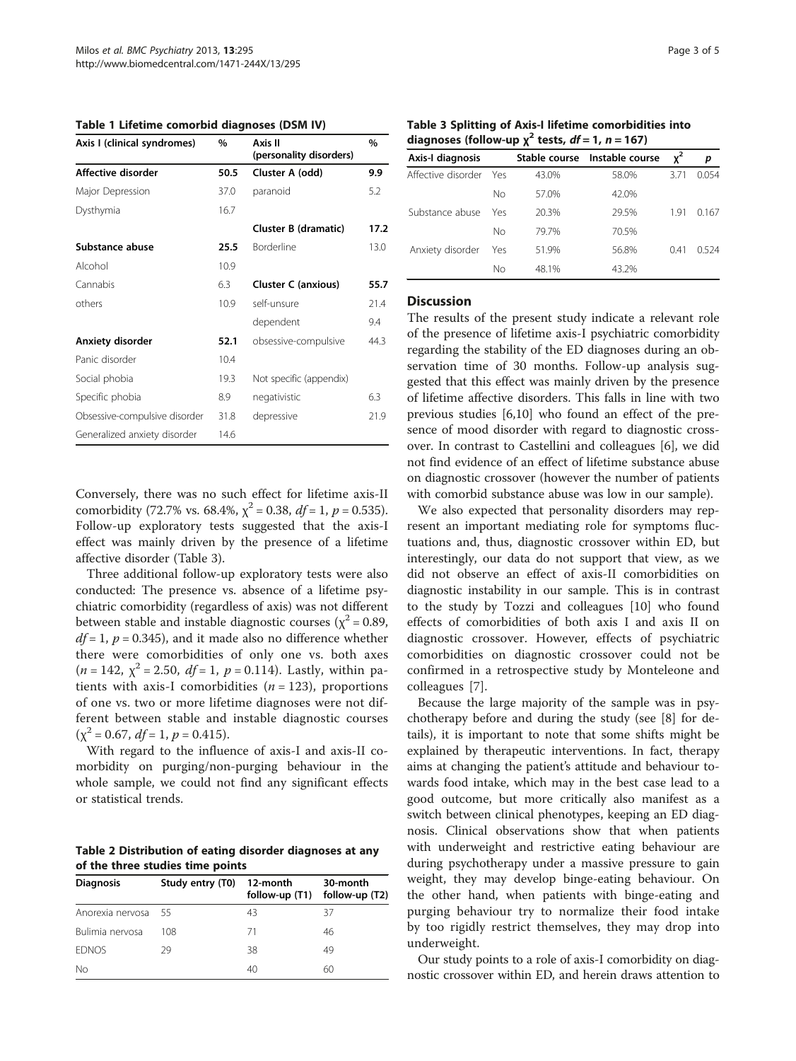**Table 1 Lifetime comorbid diagnoses (DSM IV)**

| Axis I (clinical syndromes) | % | Axis II (personality disorders) | % |
|---|---|---|---|
| **Affective disorder** | **50.5** | **Cluster A (odd)** | **9.9** |
| Major Depression | 37.0 | paranoid | 5.2 |
| Dysthymia | 16.7 | | |
| | | **Cluster B (dramatic)** | **17.2** |
| **Substance abuse** | **25.5** | Borderline | 13.0 |
| Alcohol | 10.9 | | |
| Cannabis | 6.3 | **Cluster C (anxious)** | **55.7** |
| others | 10.9 | self-unsure | 21.4 |
| | | dependent | 9.4 |
| **Anxiety disorder** | **52.1** | obsessive-compulsive | 44.3 |
| Panic disorder | 10.4 | | |
| Social phobia | 19.3 | Not specific (appendix) | |
| Specific phobia | 8.9 | negativistic | 6.3 |
| Obsessive-compulsive disorder | 31.8 | depressive | 21.9 |
| Generalized anxiety disorder | 14.6 | | |

Conversely, there was no such effect for lifetime axis-II comorbidity (72.7% vs. 68.4%, $\chi^2 = 0.38$, $df = 1$, $p = 0.535$). Follow-up exploratory tests suggested that the axis-I effect was mainly driven by the presence of a lifetime affective disorder (Table 3).

Three additional follow-up exploratory tests were also conducted: The presence vs. absence of a lifetime psychiatric comorbidity (regardless of axis) was not different between stable and instable diagnostic courses ($\chi^2 = 0.89$, $df = 1$, $p = 0.345$), and it made also no difference whether there were comorbidities of only one vs. both axes ($n = 142$, $\chi^2 = 2.50$, $df = 1$, $p = 0.114$). Lastly, within patients with axis-I comorbidities ($n = 123$), proportions of one vs. two or more lifetime diagnoses were not different between stable and instable diagnostic courses ($\chi^2 = 0.67$, $df = 1$, $p = 0.415$).

With regard to the influence of axis-I and axis-II comorbidity on purging/non-purging behaviour in the whole sample, we could not find any significant effects or statistical trends.

**Table 2 Distribution of eating disorder diagnoses at any of the three studies time points**

| Diagnosis | Study entry (T0) | 12-month follow-up (T1) | 30-month follow-up (T2) |
|---|---|---|---|
| Anorexia nervosa | 55 | 43 | 37 |
| Bulimia nervosa | 108 | 71 | 46 |
| EDNOS | 29 | 38 | 49 |
| No | | 40 | 60 |

**Table 3 Splitting of Axis-I lifetime comorbidities into diagnoses (follow-up $\chi^2$ tests, $df = 1$, $n = 167$)**

| Axis-I diagnosis | | Stable course | Instable course | $\chi^2$ | $p$ |
|---|---|---|---|---|---|
| Affective disorder | Yes | 43.0% | 58.0% | 3.71 | 0.054 |
| | No | 57.0% | 42.0% | | |
| Substance abuse | Yes | 20.3% | 29.5% | 1.91 | 0.167 |
| | No | 79.7% | 70.5% | | |
| Anxiety disorder | Yes | 51.9% | 56.8% | 0.41 | 0.524 |
| | No | 48.1% | 43.2% | | |

## Discussion

The results of the present study indicate a relevant role of the presence of lifetime axis-I psychiatric comorbidity regarding the stability of the ED diagnoses during an observation time of 30 months. Follow-up analysis suggested that this effect was mainly driven by the presence of lifetime affective disorders. This falls in line with two previous studies [6,10] who found an effect of the presence of mood disorder with regard to diagnostic crossover. In contrast to Castellini and colleagues [6], we did not find evidence of an effect of lifetime substance abuse on diagnostic crossover (however the number of patients with comorbid substance abuse was low in our sample).

We also expected that personality disorders may represent an important mediating role for symptoms fluctuations and, thus, diagnostic crossover within ED, but interestingly, our data do not support that view, as we did not observe an effect of axis-II comorbidities on diagnostic instability in our sample. This is in contrast to the study by Tozzi and colleagues [10] who found effects of comorbidities of both axis I and axis II on diagnostic crossover. However, effects of psychiatric comorbidities on diagnostic crossover could not be confirmed in a retrospective study by Monteleone and colleagues [7].

Because the large majority of the sample was in psychotherapy before and during the study (see [8] for details), it is important to note that some shifts might be explained by therapeutic interventions. In fact, therapy aims at changing the patient's attitude and behaviour towards food intake, which may in the best case lead to a good outcome, but more critically also manifest as a switch between clinical phenotypes, keeping an ED diagnosis. Clinical observations show that when patients with underweight and restrictive eating behaviour are during psychotherapy under a massive pressure to gain weight, they may develop binge-eating behaviour. On the other hand, when patients with binge-eating and purging behaviour try to normalize their food intake by too rigidly restrict themselves, they may drop into underweight.

Our study points to a role of axis-I comorbidity on diagnostic crossover within ED, and herein draws attention to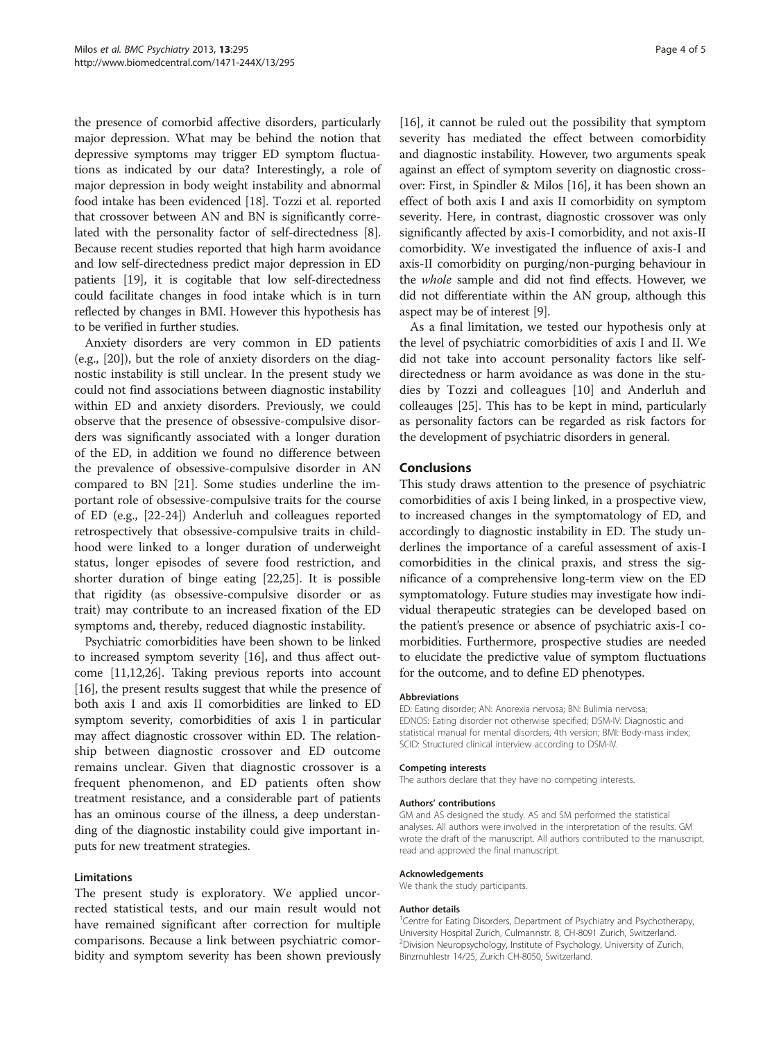the presence of comorbid affective disorders, particularly major depression. What may be behind the notion that depressive symptoms may trigger ED symptom fluctuations as indicated by our data? Interestingly, a role of major depression in body weight instability and abnormal food intake has been evidenced [18]. Tozzi et al. reported that crossover between AN and BN is significantly correlated with the personality factor of self-directedness [8]. Because recent studies reported that high harm avoidance and low self-directedness predict major depression in ED patients [19], it is cogitable that low self-directedness could facilitate changes in food intake which is in turn reflected by changes in BMI. However this hypothesis has to be verified in further studies.

Anxiety disorders are very common in ED patients (e.g., [20]), but the role of anxiety disorders on the diagnostic instability is still unclear. In the present study we could not find associations between diagnostic instability within ED and anxiety disorders. Previously, we could observe that the presence of obsessive-compulsive disorders was significantly associated with a longer duration of the ED, in addition we found no difference between the prevalence of obsessive-compulsive disorder in AN compared to BN [21]. Some studies underline the important role of obsessive-compulsive traits for the course of ED (e.g., [22-24]) Anderluh and colleagues reported retrospectively that obsessive-compulsive traits in childhood were linked to a longer duration of underweight status, longer episodes of severe food restriction, and shorter duration of binge eating [22,25]. It is possible that rigidity (as obsessive-compulsive disorder or as trait) may contribute to an increased fixation of the ED symptoms and, thereby, reduced diagnostic instability.

Psychiatric comorbidities have been shown to be linked to increased symptom severity [16], and thus affect outcome [11,12,26]. Taking previous reports into account [16], the present results suggest that while the presence of both axis I and axis II comorbidities are linked to ED symptom severity, comorbidities of axis I in particular may affect diagnostic crossover within ED. The relationship between diagnostic crossover and ED outcome remains unclear. Given that diagnostic crossover is a frequent phenomenon, and ED patients often show treatment resistance, and a considerable part of patients has an ominous course of the illness, a deep understanding of the diagnostic instability could give important inputs for new treatment strategies.

### Limitations

The present study is exploratory. We applied uncorrected statistical tests, and our main result would not have remained significant after correction for multiple comparisons. Because a link between psychiatric comorbidity and symptom severity has been shown previously [16], it cannot be ruled out the possibility that symptom severity has mediated the effect between comorbidity and diagnostic instability. However, two arguments speak against an effect of symptom severity on diagnostic crossover: First, in Spindler & Milos [16], it has been shown an effect of both axis I and axis II comorbidity on symptom severity. Here, in contrast, diagnostic crossover was only significantly affected by axis-I comorbidity, and not axis-II comorbidity. We investigated the influence of axis-I and axis-II comorbidity on purging/non-purging behaviour in the *whole* sample and did not find effects. However, we did not differentiate within the AN group, although this aspect may be of interest [9].

As a final limitation, we tested our hypothesis only at the level of psychiatric comorbidities of axis I and II. We did not take into account personality factors like self-directedness or harm avoidance as was done in the studies by Tozzi and colleagues [10] and Anderluh and colleauges [25]. This has to be kept in mind, particularly as personality factors can be regarded as risk factors for the development of psychiatric disorders in general.

## Conclusions

This study draws attention to the presence of psychiatric comorbidities of axis I being linked, in a prospective view, to increased changes in the symptomatology of ED, and accordingly to diagnostic instability in ED. The study underlines the importance of a careful assessment of axis-I comorbidities in the clinical praxis, and stress the significance of a comprehensive long-term view on the ED symptomatology. Future studies may investigate how individual therapeutic strategies can be developed based on the patient's presence or absence of psychiatric axis-I comorbidities. Furthermore, prospective studies are needed to elucidate the predictive value of symptom fluctuations for the outcome, and to define ED phenotypes.

#### Abbreviations

ED: Eating disorder; AN: Anorexia nervosa; BN: Bulimia nervosa; EDNOS: Eating disorder not otherwise specified; DSM-IV: Diagnostic and statistical manual for mental disorders, 4th version; BMI: Body-mass index; SCID: Structured clinical interview according to DSM-IV.

#### Competing interests

The authors declare that they have no competing interests.

#### Authors' contributions

GM and AS designed the study. AS and SM performed the statistical analyses. All authors were involved in the interpretation of the results. GM wrote the draft of the manuscript. All authors contributed to the manuscript, read and approved the final manuscript.

#### Acknowledgements

We thank the study participants.

#### Author details

[1]Centre for Eating Disorders, Department of Psychiatry and Psychotherapy, University Hospital Zurich, Culmannstr. 8, CH-8091 Zurich, Switzerland. [2]Division Neuropsychology, Institute of Psychology, University of Zurich, Binzmuhlestr 14/25, Zurich CH-8050, Switzerland.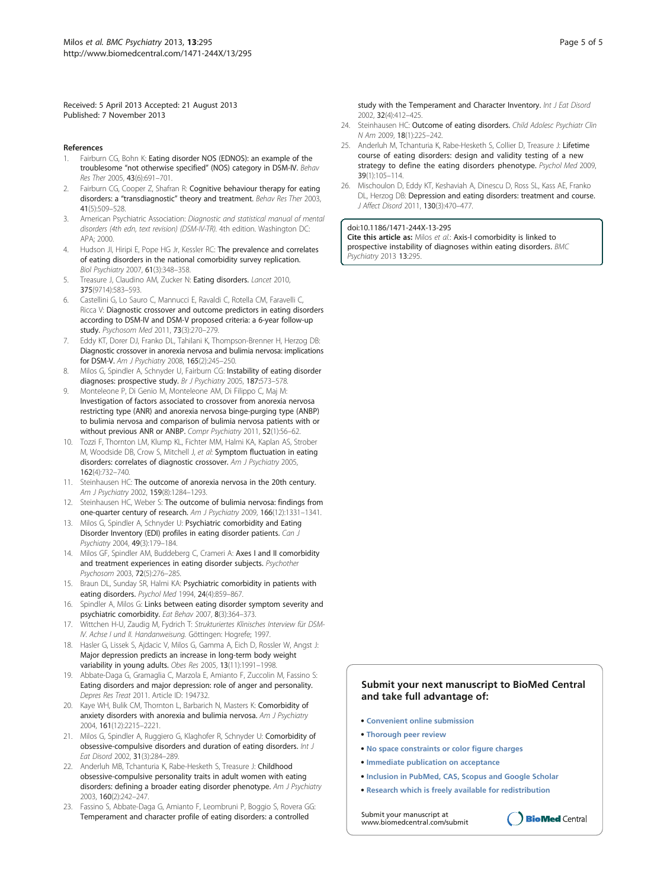Received: 5 April 2013 Accepted: 21 August 2013
Published: 7 November 2013

## References

1. Fairburn CG, Bohn K: **Eating disorder NOS (EDNOS): an example of the troublesome "not otherwise specified" (NOS) category in DSM-IV.** *Behav Res Ther* 2005, **43**(6):691–701.
2. Fairburn CG, Cooper Z, Shafran R: **Cognitive behaviour therapy for eating disorders: a "transdiagnostic" theory and treatment.** *Behav Res Ther* 2003, **41**(5):509–528.
3. American Psychiatric Association: *Diagnostic and statistical manual of mental disorders (4th edn, text revision) (DSM-IV-TR).* 4th edition. Washington DC: APA; 2000.
4. Hudson JI, Hiripi E, Pope HG Jr, Kessler RC: **The prevalence and correlates of eating disorders in the national comorbidity survey replication.** *Biol Psychiatry* 2007, **61**(3):348–358.
5. Treasure J, Claudino AM, Zucker N: **Eating disorders.** *Lancet* 2010, **375**(9714):583–593.
6. Castellini G, Lo Sauro C, Mannucci E, Ravaldi C, Rotella CM, Faravelli C, Ricca V: **Diagnostic crossover and outcome predictors in eating disorders according to DSM-IV and DSM-V proposed criteria: a 6-year follow-up study.** *Psychosom Med* 2011, **73**(3):270–279.
7. Eddy KT, Dorer DJ, Franko DL, Tahilani K, Thompson-Brenner H, Herzog DB: **Diagnostic crossover in anorexia nervosa and bulimia nervosa: implications for DSM-V.** *Am J Psychiatry* 2008, **165**(2):245–250.
8. Milos G, Spindler A, Schnyder U, Fairburn CG: **Instability of eating disorder diagnoses: prospective study.** *Br J Psychiatry* 2005, **187**:573–578.
9. Monteleone P, Di Genio M, Monteleone AM, Di Filippo C, Maj M: **Investigation of factors associated to crossover from anorexia nervosa restricting type (ANR) and anorexia nervosa binge-purging type (ANBP) to bulimia nervosa and comparison of bulimia nervosa patients with or without previous ANR or ANBP.** *Compr Psychiatry* 2011, **52**(1):56–62.
10. Tozzi F, Thornton LM, Klump KL, Fichter MM, Halmi KA, Kaplan AS, Strober M, Woodside DB, Crow S, Mitchell J, *et al*: **Symptom fluctuation in eating disorders: correlates of diagnostic crossover.** *Am J Psychiatry* 2005, **162**(4):732–740.
11. Steinhausen HC: **The outcome of anorexia nervosa in the 20th century.** *Am J Psychiatry* 2002, **159**(8):1284–1293.
12. Steinhausen HC, Weber S: **The outcome of bulimia nervosa: findings from one-quarter century of research.** *Am J Psychiatry* 2009, **166**(12):1331–1341.
13. Milos G, Spindler A, Schnyder U: **Psychiatric comorbidity and Eating Disorder Inventory (EDI) profiles in eating disorder patients.** *Can J Psychiatry* 2004, **49**(3):179–184.
14. Milos GF, Spindler AM, Buddeberg C, Crameri A: **Axes I and II comorbidity and treatment experiences in eating disorder subjects.** *Psychother Psychosom* 2003, **72**(5):276–285.
15. Braun DL, Sunday SR, Halmi KA: **Psychiatric comorbidity in patients with eating disorders.** *Psychol Med* 1994, **24**(4):859–867.
16. Spindler A, Milos G: **Links between eating disorder symptom severity and psychiatric comorbidity.** *Eat Behav* 2007, **8**(3):364–373.
17. Wittchen H-U, Zaudig M, Fydrich T: *Strukturiertes Klinisches Interview für DSM-IV. Achse I und II. Handanweisung.* Göttingen: Hogrefe; 1997.
18. Hasler G, Lissek S, Ajdacic V, Milos G, Gamma A, Eich D, Rossler W, Angst J: **Major depression predicts an increase in long-term body weight variability in young adults.** *Obes Res* 2005, **13**(11):1991–1998.
19. Abbate-Daga G, Gramaglia C, Marzola E, Amianto F, Zuccolin M, Fassino S: **Eating disorders and major depression: role of anger and personality.** *Depres Res Treat* 2011. Article ID: 194732.
20. Kaye WH, Bulik CM, Thornton L, Barbarich N, Masters K: **Comorbidity of anxiety disorders with anorexia and bulimia nervosa.** *Am J Psychiatry* 2004, **161**(12):2215–2221.
21. Milos G, Spindler A, Ruggiero G, Klaghofer R, Schnyder U: **Comorbidity of obsessive-compulsive disorders and duration of eating disorders.** *Int J Eat Disord* 2002, **31**(3):284–289.
22. Anderluh MB, Tchanturia K, Rabe-Hesketh S, Treasure J: **Childhood obsessive-compulsive personality traits in adult women with eating disorders: defining a broader eating disorder phenotype.** *Am J Psychiatry* 2003, **160**(2):242–247.
23. Fassino S, Abbate-Daga G, Amianto F, Leombruni P, Boggio S, Rovera GG: **Temperament and character profile of eating disorders: a controlled study with the Temperament and Character Inventory.** *Int J Eat Disord* 2002, **32**(4):412–425.
24. Steinhausen HC: **Outcome of eating disorders.** *Child Adolesc Psychiatr Clin N Am* 2009, **18**(1):225–242.
25. Anderluh M, Tchanturia K, Rabe-Hesketh S, Collier D, Treasure J: **Lifetime course of eating disorders: design and validity testing of a new strategy to define the eating disorders phenotype.** *Psychol Med* 2009, **39**(1):105–114.
26. Mischoulon D, Eddy KT, Keshaviah A, Dinescu D, Ross SL, Kass AE, Franko DL, Herzog DB: **Depression and eating disorders: treatment and course.** *J Affect Disord* 2011, **130**(3):470–477.

doi:10.1186/1471-244X-13-295
**Cite this article as:** Milos *et al.*: Axis-I comorbidity is linked to prospective instability of diagnoses within eating disorders. *BMC Psychiatry* 2013 **13**:295.

**Submit your next manuscript to BioMed Central and take full advantage of:**

- **Convenient online submission**
- **Thorough peer review**
- **No space constraints or color figure charges**
- **Immediate publication on acceptance**
- **Inclusion in PubMed, CAS, Scopus and Google Scholar**
- **Research which is freely available for redistribution**

Submit your manuscript at
www.biomedcentral.com/submit

BioMed Central